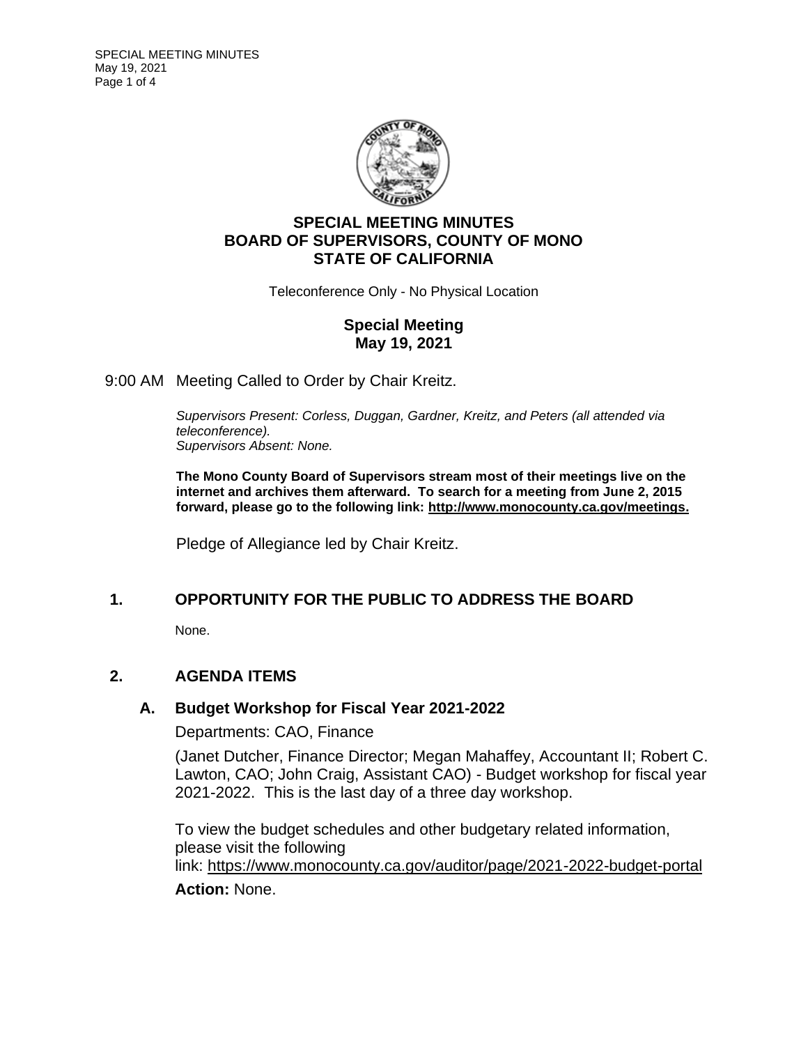# SPECIAL MEETING MINUTES
# BOARD OF SUPERVISORS, COUNTY OF MONO
# STATE OF CALIFORNIA

Teleconference Only - No Physical Location

## Special Meeting
## May 19, 2021

9:00 AM Meeting Called to Order by Chair Kreitz.

*Supervisors Present: Corless, Duggan, Gardner, Kreitz, and Peters (all attended via teleconference).*
*Supervisors Absent: None.*

**The Mono County Board of Supervisors stream most of their meetings live on the internet and archives them afterward. To search for a meeting from June 2, 2015 forward, please go to the following link: http://www.monocounty.ca.gov/meetings.**

Pledge of Allegiance led by Chair Kreitz.

## 1. OPPORTUNITY FOR THE PUBLIC TO ADDRESS THE BOARD

None.

## 2. AGENDA ITEMS

### A. Budget Workshop for Fiscal Year 2021-2022

Departments: CAO, Finance

(Janet Dutcher, Finance Director; Megan Mahaffey, Accountant II; Robert C. Lawton, CAO; John Craig, Assistant CAO) - Budget workshop for fiscal year 2021-2022. This is the last day of a three day workshop.

To view the budget schedules and other budgetary related information, please visit the following link: https://www.monocounty.ca.gov/auditor/page/2021-2022-budget-portal

**Action:** None.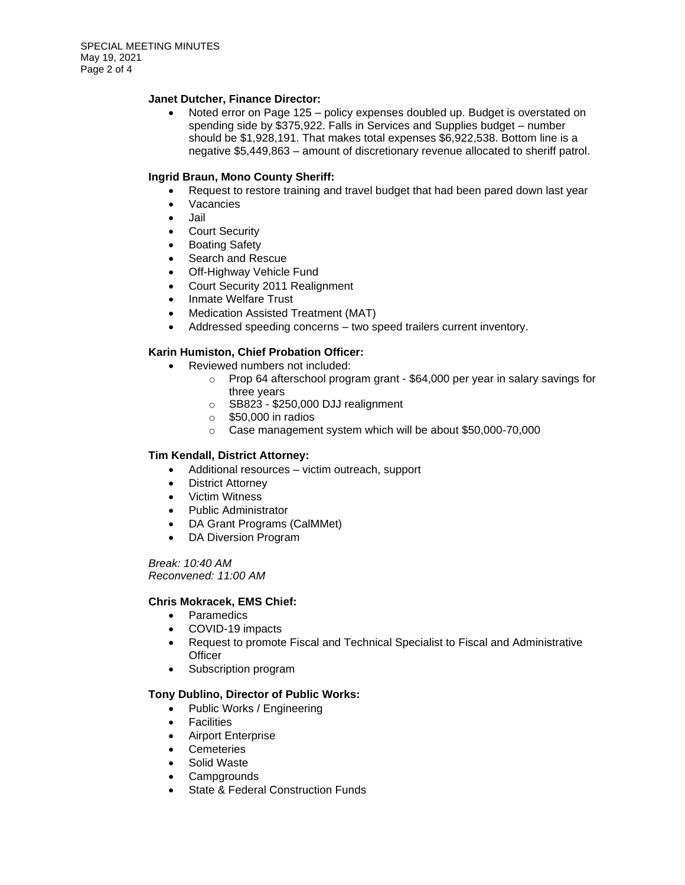**Janet Dutcher, Finance Director:**

- Noted error on Page 125 – policy expenses doubled up. Budget is overstated on spending side by $375,922. Falls in Services and Supplies budget – number should be $1,928,191. That makes total expenses $6,922,538. Bottom line is a negative $5,449,863 – amount of discretionary revenue allocated to sheriff patrol.

**Ingrid Braun, Mono County Sheriff:**

- Request to restore training and travel budget that had been pared down last year
- Vacancies
- Jail
- Court Security
- Boating Safety
- Search and Rescue
- Off-Highway Vehicle Fund
- Court Security 2011 Realignment
- Inmate Welfare Trust
- Medication Assisted Treatment (MAT)
- Addressed speeding concerns – two speed trailers current inventory.

**Karin Humiston, Chief Probation Officer:**

- Reviewed numbers not included:
  - Prop 64 afterschool program grant - $64,000 per year in salary savings for three years
  - SB823 - $250,000 DJJ realignment
  - $50,000 in radios
  - Case management system which will be about $50,000-70,000

**Tim Kendall, District Attorney:**

- Additional resources – victim outreach, support
- District Attorney
- Victim Witness
- Public Administrator
- DA Grant Programs (CalMMet)
- DA Diversion Program

*Break: 10:40 AM*
*Reconvened: 11:00 AM*

**Chris Mokracek, EMS Chief:**

- Paramedics
- COVID-19 impacts
- Request to promote Fiscal and Technical Specialist to Fiscal and Administrative Officer
- Subscription program

**Tony Dublino, Director of Public Works:**

- Public Works / Engineering
- Facilities
- Airport Enterprise
- Cemeteries
- Solid Waste
- Campgrounds
- State & Federal Construction Funds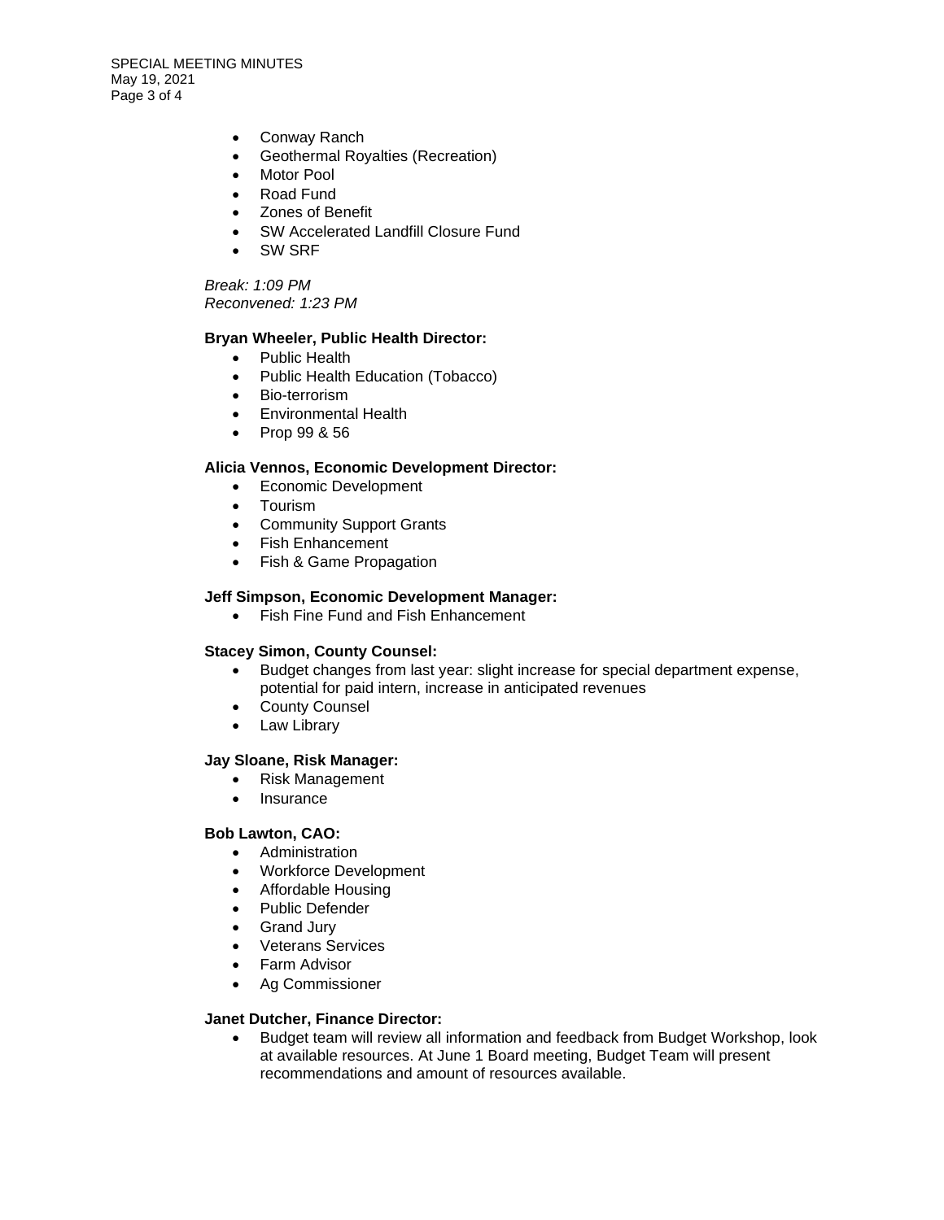- Conway Ranch
- Geothermal Royalties (Recreation)
- Motor Pool
- Road Fund
- Zones of Benefit
- SW Accelerated Landfill Closure Fund
- SW SRF

*Break: 1:09 PM*
*Reconvened: 1:23 PM*

**Bryan Wheeler, Public Health Director:**

- Public Health
- Public Health Education (Tobacco)
- Bio-terrorism
- Environmental Health
- Prop 99 & 56

**Alicia Vennos, Economic Development Director:**

- Economic Development
- Tourism
- Community Support Grants
- Fish Enhancement
- Fish & Game Propagation

**Jeff Simpson, Economic Development Manager:**

- Fish Fine Fund and Fish Enhancement

**Stacey Simon, County Counsel:**

- Budget changes from last year: slight increase for special department expense, potential for paid intern, increase in anticipated revenues
- County Counsel
- Law Library

**Jay Sloane, Risk Manager:**

- Risk Management
- Insurance

**Bob Lawton, CAO:**

- Administration
- Workforce Development
- Affordable Housing
- Public Defender
- Grand Jury
- Veterans Services
- Farm Advisor
- Ag Commissioner

**Janet Dutcher, Finance Director:**

- Budget team will review all information and feedback from Budget Workshop, look at available resources. At June 1 Board meeting, Budget Team will present recommendations and amount of resources available.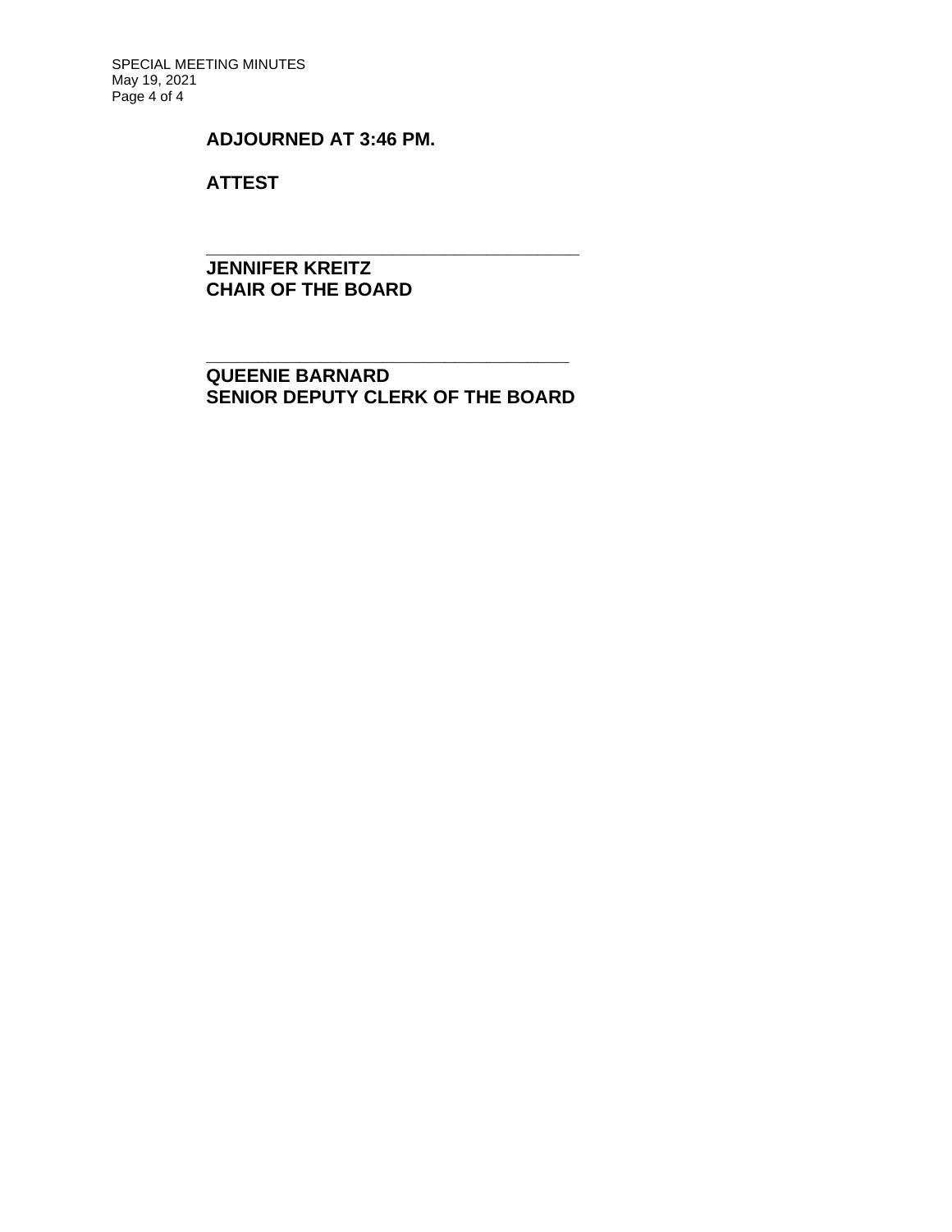**ADJOURNED AT 3:46 PM.**

**ATTEST**

\_\_\_\_\_\_\_\_\_\_\_\_\_\_\_\_\_\_\_\_\_\_\_\_\_\_\_\_\_\_\_\_\_\_\_\_\_\_\_\_

**JENNIFER KREITZ**
**CHAIR OF THE BOARD**

\_\_\_\_\_\_\_\_\_\_\_\_\_\_\_\_\_\_\_\_\_\_\_\_\_\_\_\_\_\_\_\_\_\_\_\_\_\_\_\_

**QUEENIE BARNARD**
**SENIOR DEPUTY CLERK OF THE BOARD**